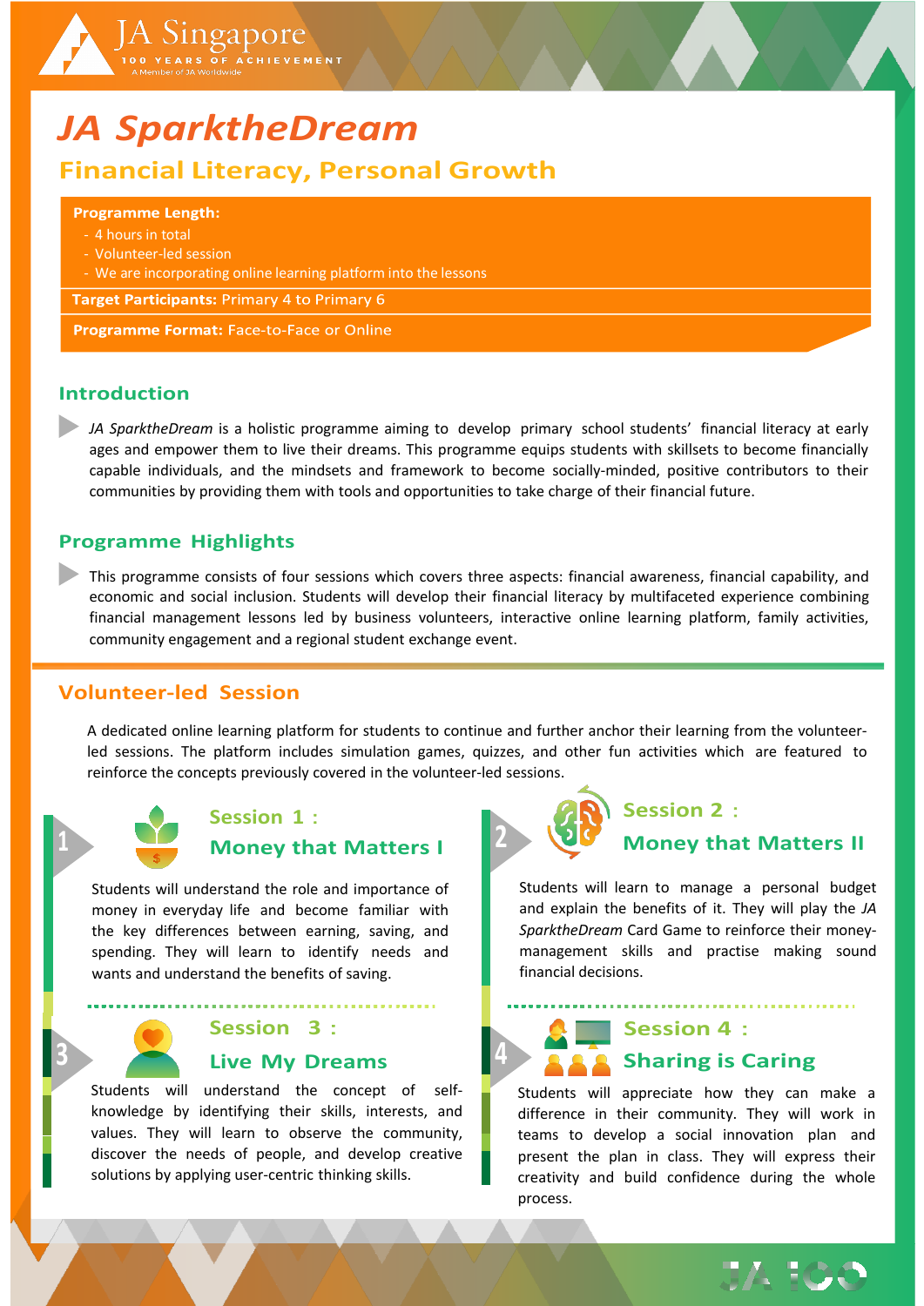JA Singapore

100 YEARS OF ACHIEVEMENT

A Member of JA Worldwide

# JA SparktheDream

## Financial Literacy, Personal Growth

**Programme Length:**
- 4 hours in total
- Volunteer-led session
- We are incorporating online learning platform into the lessons

**Target Participants:** Primary 4 to Primary 6

**Programme Format:** Face-to-Face or Online

## Introduction

*JA SparktheDream* is a holistic programme aiming to develop primary school students' financial literacy at early ages and empower them to live their dreams. This programme equips students with skillsets to become financially capable individuals, and the mindsets and framework to become socially-minded, positive contributors to their communities by providing them with tools and opportunities to take charge of their financial future.

## Programme Highlights

This programme consists of four sessions which covers three aspects: financial awareness, financial capability, and economic and social inclusion. Students will develop their financial literacy by multifaceted experience combining financial management lessons led by business volunteers, interactive online learning platform, family activities, community engagement and a regional student exchange event.

## Volunteer-led Session

A dedicated online learning platform for students to continue and further anchor their learning from the volunteer-led sessions. The platform includes simulation games, quizzes, and other fun activities which are featured to reinforce the concepts previously covered in the volunteer-led sessions.

### 1 Session 1 : Money that Matters I

Students will understand the role and importance of money in everyday life and become familiar with the key differences between earning, saving, and spending. They will learn to identify needs and wants and understand the benefits of saving.

### 2 Session 2 : Money that Matters II

Students will learn to manage a personal budget and explain the benefits of it. They will play the *JA SparktheDream* Card Game to reinforce their money-management skills and practise making sound financial decisions.

### 3 Session 3 : Live My Dreams

Students will understand the concept of self-knowledge by identifying their skills, interests, and values. They will learn to observe the community, discover the needs of people, and develop creative solutions by applying user-centric thinking skills.

### 4 Session 4 : Sharing is Caring

Students will appreciate how they can make a difference in their community. They will work in teams to develop a social innovation plan and present the plan in class. They will express their creativity and build confidence during the whole process.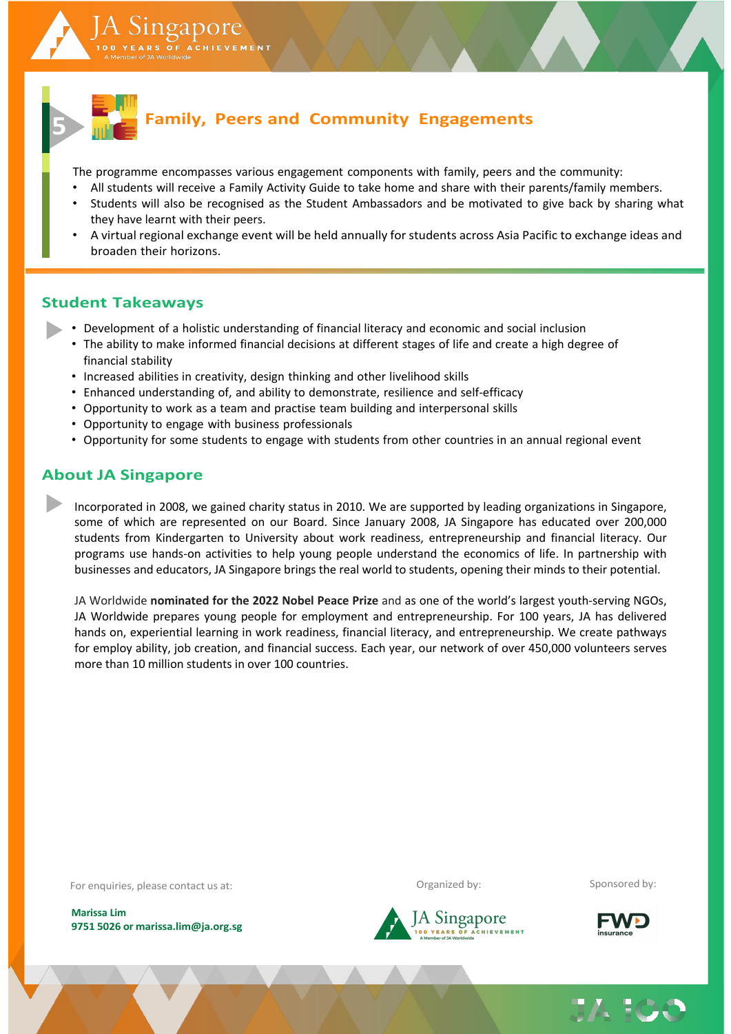## 5 Family, Peers and Community Engagements

The programme encompasses various engagement components with family, peers and the community:

- All students will receive a Family Activity Guide to take home and share with their parents/family members.
- Students will also be recognised as the Student Ambassadors and be motivated to give back by sharing what they have learnt with their peers.
- A virtual regional exchange event will be held annually for students across Asia Pacific to exchange ideas and broaden their horizons.

## Student Takeaways

- Development of a holistic understanding of financial literacy and economic and social inclusion
- The ability to make informed financial decisions at different stages of life and create a high degree of financial stability
- Increased abilities in creativity, design thinking and other livelihood skills
- Enhanced understanding of, and ability to demonstrate, resilience and self-efficacy
- Opportunity to work as a team and practise team building and interpersonal skills
- Opportunity to engage with business professionals
- Opportunity for some students to engage with students from other countries in an annual regional event

## About JA Singapore

Incorporated in 2008, we gained charity status in 2010. We are supported by leading organizations in Singapore, some of which are represented on our Board. Since January 2008, JA Singapore has educated over 200,000 students from Kindergarten to University about work readiness, entrepreneurship and financial literacy. Our programs use hands-on activities to help young people understand the economics of life. In partnership with businesses and educators, JA Singapore brings the real world to students, opening their minds to their potential.

JA Worldwide **nominated for the 2022 Nobel Peace Prize** and as one of the world's largest youth-serving NGOs, JA Worldwide prepares young people for employment and entrepreneurship. For 100 years, JA has delivered hands on, experiential learning in work readiness, financial literacy, and entrepreneurship. We create pathways for employ ability, job creation, and financial success. Each year, our network of over 450,000 volunteers serves more than 10 million students in over 100 countries.

For enquiries, please contact us at:

**Marissa Lim**
**9751 5026 or marissa.lim@ja.org.sg**

Organized by: JA Singapore – 100 Years of Achievement – A Member of JA Worldwide

Sponsored by: FWD insurance